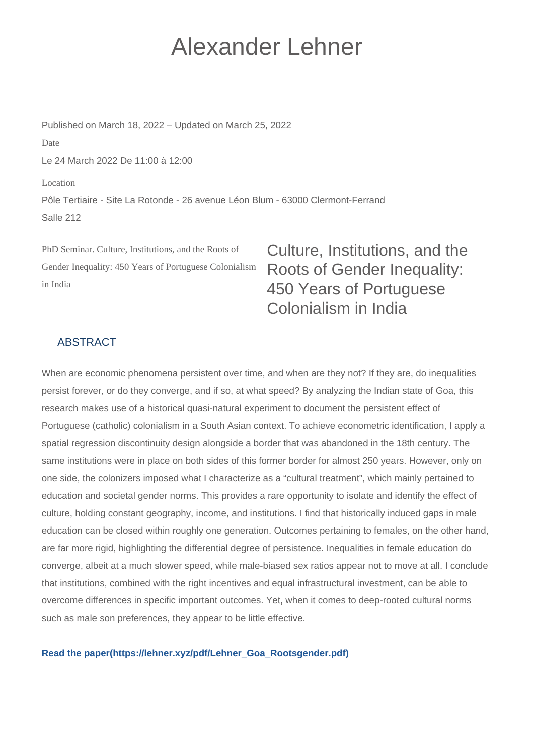# Alexander Lehner

Published on March 18, 2022 – Updated on March 25, 2022

Date

Le 24 March 2022 De 11:00 à 12:00

Location

Pôle Tertiaire - Site La Rotonde - 26 avenue Léon Blum - 63000 Clermont-Ferrand

Salle 212

PhD Seminar. Culture, Institutions, and the Roots of Gender Inequality: 450 Years of Portuguese Colonialism in India

## Culture, Institutions, and the Roots of Gender Inequality: 450 Years of Portuguese Colonialism in India

### ABSTRACT

When are economic phenomena persistent over time, and when are they not? If they are, do inequalities persist forever, or do they converge, and if so, at what speed? By analyzing the Indian state of Goa, this research makes use of a historical quasi-natural experiment to document the persistent effect of Portuguese (catholic) colonialism in a South Asian context. To achieve econometric identification, I apply a spatial regression discontinuity design alongside a border that was abandoned in the 18th century. The same institutions were in place on both sides of this former border for almost 250 years. However, only on one side, the colonizers imposed what I characterize as a "cultural treatment", which mainly pertained to education and societal gender norms. This provides a rare opportunity to isolate and identify the effect of culture, holding constant geography, income, and institutions. I find that historically induced gaps in male education can be closed within roughly one generation. Outcomes pertaining to females, on the other hand, are far more rigid, highlighting the differential degree of persistence. Inequalities in female education do converge, albeit at a much slower speed, while male-biased sex ratios appear not to move at all. I conclude that institutions, combined with the right incentives and equal infrastructural investment, can be able to overcome differences in specific important outcomes. Yet, when it comes to deep-rooted cultural norms such as male son preferences, they appear to be little effective.

**Read the paper(https://lehner.xyz/pdf/Lehner_Goa_Rootsgender.pdf)**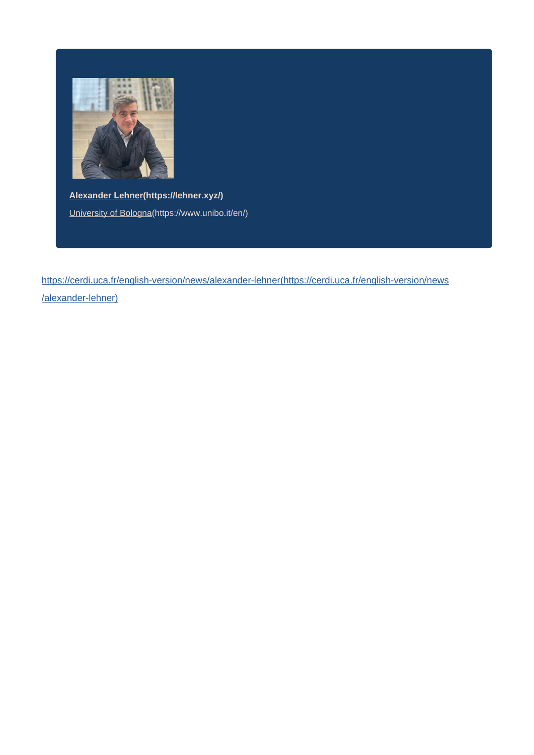**Alexander Lehner(https://lehner.xyz/)**

University of Bologna(https://www.unibo.it/en/)

https://cerdi.uca.fr/english-version/news/alexander-lehner(https://cerdi.uca.fr/english-version/news/alexander-lehner)